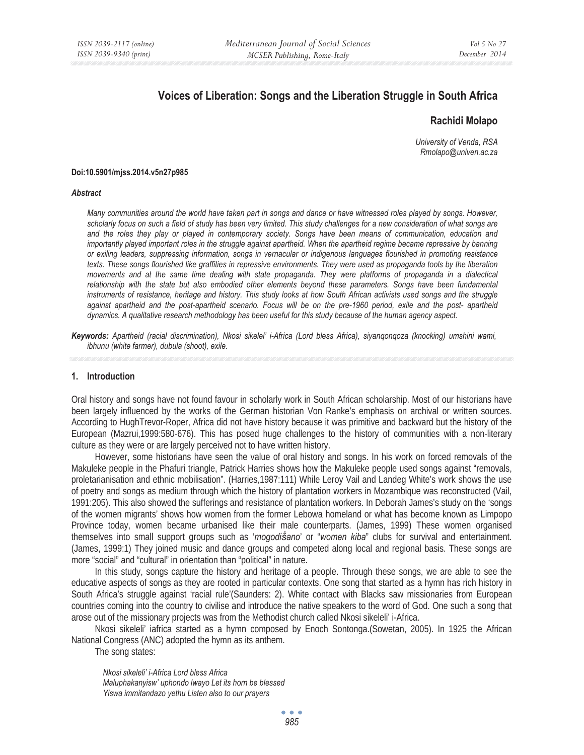# Voices of Liberation: Songs and the Liberation Struggle in South Africa

**Rachidi Molapo**

*University of Venda, RSA*
*Rmolapo@univen.ac.za*

**Doi:10.5901/mjss.2014.v5n27p985**

***Abstract***

*Many communities around the world have taken part in songs and dance or have witnessed roles played by songs. However, scholarly focus on such a field of study has been very limited. This study challenges for a new consideration of what songs are and the roles they play or played in contemporary society. Songs have been means of communication, education and importantly played important roles in the struggle against apartheid. When the apartheid regime became repressive by banning or exiling leaders, suppressing information, songs in vernacular or indigenous languages flourished in promoting resistance texts. These songs flourished like graffities in repressive environments. They were used as propaganda tools by the liberation movements and at the same time dealing with state propaganda. They were platforms of propaganda in a dialectical relationship with the state but also embodied other elements beyond these parameters. Songs have been fundamental instruments of resistance, heritage and history. This study looks at how South African activists used songs and the struggle against apartheid and the post-apartheid scenario. Focus will be on the pre-1960 period, exile and the post- apartheid dynamics. A qualitative research methodology has been useful for this study because of the human agency aspect.*

***Keywords:*** *Apartheid (racial discrimination), Nkosi sikelel' i-Africa (Lord bless Africa), siyanqonqoza (knocking) umshini wami, ibhunu (white farmer), dubula (shoot), exile.*

## 1. Introduction

Oral history and songs have not found favour in scholarly work in South African scholarship. Most of our historians have been largely influenced by the works of the German historian Von Ranke's emphasis on archival or written sources. According to HughTrevor-Roper, Africa did not have history because it was primitive and backward but the history of the European (Mazrui,1999:580-676). This has posed huge challenges to the history of communities with a non-literary culture as they were or are largely perceived not to have written history.

However, some historians have seen the value of oral history and songs. In his work on forced removals of the Makuleke people in the Phafuri triangle, Patrick Harries shows how the Makuleke people used songs against "removals, proletarianisation and ethnic mobilisation". (Harries,1987:111) While Leroy Vail and Landeg White's work shows the use of poetry and songs as medium through which the history of plantation workers in Mozambique was reconstructed (Vail, 1991:205). This also showed the sufferings and resistance of plantation workers. In Deborah James's study on the 'songs of the women migrants' shows how women from the former Lebowa homeland or what has become known as Limpopo Province today, women became urbanised like their male counterparts. (James, 1999) These women organised themselves into small support groups such as '*mogodišano*' or "*women kiba*" clubs for survival and entertainment. (James, 1999:1) They joined music and dance groups and competed along local and regional basis. These songs are more "social" and "cultural" in orientation than "political" in nature.

In this study, songs capture the history and heritage of a people. Through these songs, we are able to see the educative aspects of songs as they are rooted in particular contexts. One song that started as a hymn has rich history in South Africa's struggle against 'racial rule'(Saunders: 2). White contact with Blacks saw missionaries from European countries coming into the country to civilise and introduce the native speakers to the word of God. One such a song that arose out of the missionary projects was from the Methodist church called Nkosi sikeleli' i-Africa.

Nkosi sikeleli' iafrica started as a hymn composed by Enoch Sontonga.(Sowetan, 2005). In 1925 the African National Congress (ANC) adopted the hymn as its anthem.

The song states:

*Nkosi sikeleli' i-Africa Lord bless Africa*
*Maluphakanyisw' uphondo lwayo Let its horn be blessed*
*Yiswa immitandazo yethu Listen also to our prayers*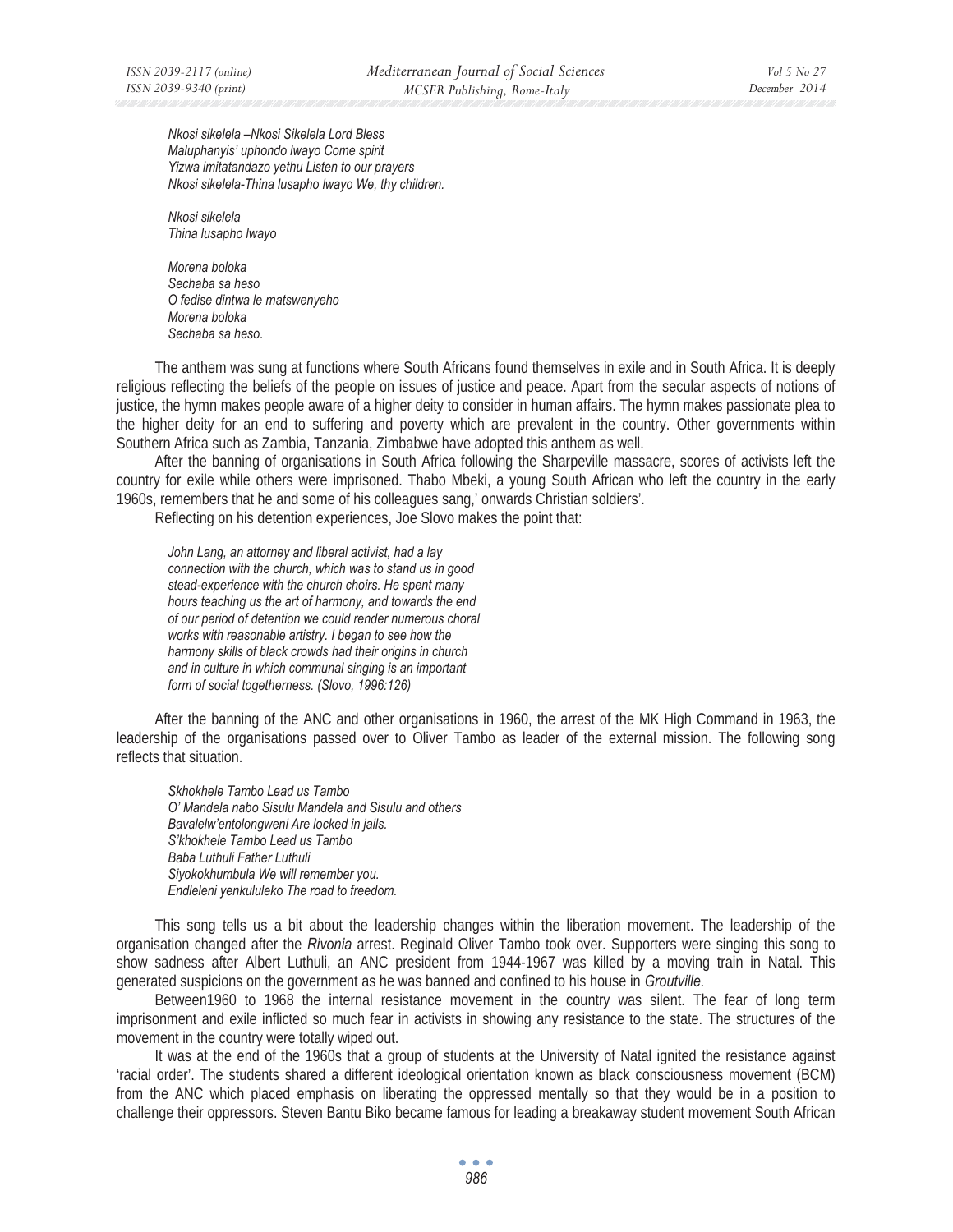*Nkosi sikelela –Nkosi Sikelela Lord Bless*
*Maluphanyis' uphondo lwayo Come spirit*
*Yizwa imitatandazo yethu Listen to our prayers*
*Nkosi sikelela-Thina lusapho lwayo We, thy children.*

*Nkosi sikelela*
*Thina lusapho lwayo*

*Morena boloka*
*Sechaba sa heso*
*O fedise dintwa le matswenyeho*
*Morena boloka*
*Sechaba sa heso.*

The anthem was sung at functions where South Africans found themselves in exile and in South Africa. It is deeply religious reflecting the beliefs of the people on issues of justice and peace. Apart from the secular aspects of notions of justice, the hymn makes people aware of a higher deity to consider in human affairs. The hymn makes passionate plea to the higher deity for an end to suffering and poverty which are prevalent in the country. Other governments within Southern Africa such as Zambia, Tanzania, Zimbabwe have adopted this anthem as well.

After the banning of organisations in South Africa following the Sharpeville massacre, scores of activists left the country for exile while others were imprisoned. Thabo Mbeki, a young South African who left the country in the early 1960s, remembers that he and some of his colleagues sang,' onwards Christian soldiers'.

Reflecting on his detention experiences, Joe Slovo makes the point that:

> *John Lang, an attorney and liberal activist, had a lay connection with the church, which was to stand us in good stead-experience with the church choirs. He spent many hours teaching us the art of harmony, and towards the end of our period of detention we could render numerous choral works with reasonable artistry. I began to see how the harmony skills of black crowds had their origins in church and in culture in which communal singing is an important form of social togetherness. (Slovo, 1996:126)*

After the banning of the ANC and other organisations in 1960, the arrest of the MK High Command in 1963, the leadership of the organisations passed over to Oliver Tambo as leader of the external mission. The following song reflects that situation.

*Skhokhele Tambo Lead us Tambo*
*O' Mandela nabo Sisulu Mandela and Sisulu and others*
*Bavalelw'entolongweni Are locked in jails.*
*S'khokhele Tambo Lead us Tambo*
*Baba Luthuli Father Luthuli*
*Siyokokhumbula We will remember you.*
*Endleleni yenkululeko The road to freedom.*

This song tells us a bit about the leadership changes within the liberation movement. The leadership of the organisation changed after the *Rivonia* arrest. Reginald Oliver Tambo took over. Supporters were singing this song to show sadness after Albert Luthuli, an ANC president from 1944-1967 was killed by a moving train in Natal. This generated suspicions on the government as he was banned and confined to his house in *Groutville.*

Between1960 to 1968 the internal resistance movement in the country was silent. The fear of long term imprisonment and exile inflicted so much fear in activists in showing any resistance to the state. The structures of the movement in the country were totally wiped out.

It was at the end of the 1960s that a group of students at the University of Natal ignited the resistance against 'racial order'. The students shared a different ideological orientation known as black consciousness movement (BCM) from the ANC which placed emphasis on liberating the oppressed mentally so that they would be in a position to challenge their oppressors. Steven Bantu Biko became famous for leading a breakaway student movement South African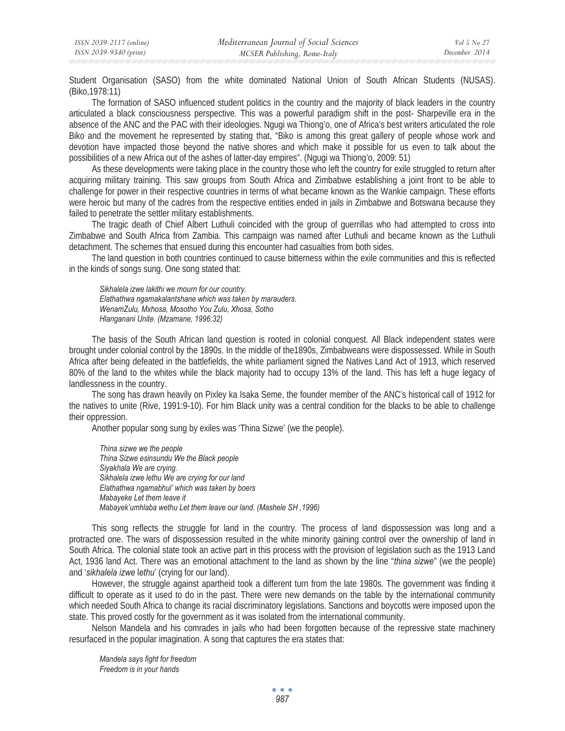Student Organisation (SASO) from the white dominated National Union of South African Students (NUSAS). (Biko,1978:11)

The formation of SASO influenced student politics in the country and the majority of black leaders in the country articulated a black consciousness perspective. This was a powerful paradigm shift in the post- Sharpeville era in the absence of the ANC and the PAC with their ideologies. Ngugi wa Thiong'o, one of Africa's best writers articulated the role Biko and the movement he represented by stating that, "Biko is among this great gallery of people whose work and devotion have impacted those beyond the native shores and which make it possible for us even to talk about the possibilities of a new Africa out of the ashes of latter-day empires". (Ngugi wa Thiong'o, 2009: 51)

As these developments were taking place in the country those who left the country for exile struggled to return after acquiring military training. This saw groups from South Africa and Zimbabwe establishing a joint front to be able to challenge for power in their respective countries in terms of what became known as the Wankie campaign. These efforts were heroic but many of the cadres from the respective entities ended in jails in Zimbabwe and Botswana because they failed to penetrate the settler military establishments.

The tragic death of Chief Albert Luthuli coincided with the group of guerrillas who had attempted to cross into Zimbabwe and South Africa from Zambia. This campaign was named after Luthuli and became known as the Luthuli detachment. The schemes that ensued during this encounter had casualties from both sides.

The land question in both countries continued to cause bitterness within the exile communities and this is reflected in the kinds of songs sung. One song stated that:

*Sikhalela izwe lakithi we mourn for our country.*
*Elathathwa ngamakalantshane which was taken by marauders.*
*WenamZulu, Mxhosa, Mosotho You Zulu, Xhosa, Sotho*
*Hlanganani Unite. (Mzamane, 1996:32)*

The basis of the South African land question is rooted in colonial conquest. All Black independent states were brought under colonial control by the 1890s. In the middle of the1890s, Zimbabweans were dispossessed. While in South Africa after being defeated in the battlefields, the white parliament signed the Natives Land Act of 1913, which reserved 80% of the land to the whites while the black majority had to occupy 13% of the land. This has left a huge legacy of landlessness in the country.

The song has drawn heavily on Pixley ka Isaka Seme, the founder member of the ANC's historical call of 1912 for the natives to unite (Rive, 1991:9-10). For him Black unity was a central condition for the blacks to be able to challenge their oppression.

Another popular song sung by exiles was 'Thina Sizwe' (we the people).

*Thina sizwe we the people*
*Thina Sizwe esinsundu We the Black people*
*Siyakhala We are crying.*
*Sikhalela izwe lethu We are crying for our land*
*Elathathwa ngamabhul' which was taken by boers*
*Mabayeke Let them leave it*
*Mabayek'umhlaba wethu Let them leave our land. (Mashele SH ,1996)*

This song reflects the struggle for land in the country. The process of land dispossession was long and a protracted one. The wars of dispossession resulted in the white minority gaining control over the ownership of land in South Africa. The colonial state took an active part in this process with the provision of legislation such as the 1913 Land Act, 1936 land Act. There was an emotional attachment to the land as shown by the line "*thina sizwe*" (we the people) and '*sikhalela izwe lethu*' (crying for our land).

However, the struggle against apartheid took a different turn from the late 1980s. The government was finding it difficult to operate as it used to do in the past. There were new demands on the table by the international community which needed South Africa to change its racial discriminatory legislations. Sanctions and boycotts were imposed upon the state. This proved costly for the government as it was isolated from the international community.

Nelson Mandela and his comrades in jails who had been forgotten because of the repressive state machinery resurfaced in the popular imagination. A song that captures the era states that:

*Mandela says fight for freedom*
*Freedom is in your hands*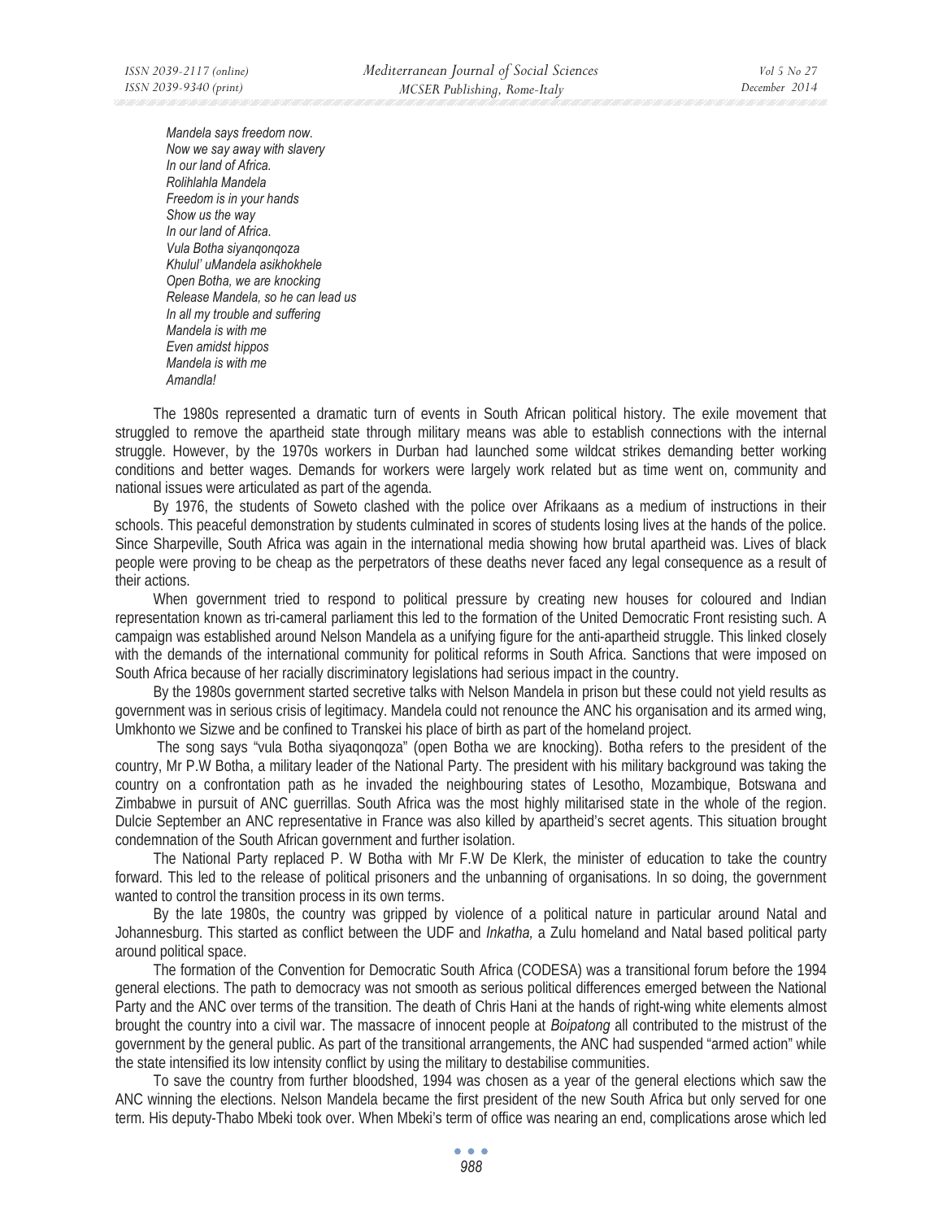*Mandela says freedom now.*  
*Now we say away with slavery*  
*In our land of Africa.*  
*Rolihlahla Mandela*  
*Freedom is in your hands*  
*Show us the way*  
*In our land of Africa.*  
*Vula Botha siyanqonqoza*  
*Khulul' uMandela asikhokhele*  
*Open Botha, we are knocking*  
*Release Mandela, so he can lead us*  
*In all my trouble and suffering*  
*Mandela is with me*  
*Even amidst hippos*  
*Mandela is with me*  
*Amandla!*

The 1980s represented a dramatic turn of events in South African political history. The exile movement that struggled to remove the apartheid state through military means was able to establish connections with the internal struggle. However, by the 1970s workers in Durban had launched some wildcat strikes demanding better working conditions and better wages. Demands for workers were largely work related but as time went on, community and national issues were articulated as part of the agenda.

By 1976, the students of Soweto clashed with the police over Afrikaans as a medium of instructions in their schools. This peaceful demonstration by students culminated in scores of students losing lives at the hands of the police. Since Sharpeville, South Africa was again in the international media showing how brutal apartheid was. Lives of black people were proving to be cheap as the perpetrators of these deaths never faced any legal consequence as a result of their actions.

When government tried to respond to political pressure by creating new houses for coloured and Indian representation known as tri-cameral parliament this led to the formation of the United Democratic Front resisting such. A campaign was established around Nelson Mandela as a unifying figure for the anti-apartheid struggle. This linked closely with the demands of the international community for political reforms in South Africa. Sanctions that were imposed on South Africa because of her racially discriminatory legislations had serious impact in the country.

By the 1980s government started secretive talks with Nelson Mandela in prison but these could not yield results as government was in serious crisis of legitimacy. Mandela could not renounce the ANC his organisation and its armed wing, Umkhonto we Sizwe and be confined to Transkei his place of birth as part of the homeland project.

The song says "vula Botha siyaqonqoza" (open Botha we are knocking). Botha refers to the president of the country, Mr P.W Botha, a military leader of the National Party. The president with his military background was taking the country on a confrontation path as he invaded the neighbouring states of Lesotho, Mozambique, Botswana and Zimbabwe in pursuit of ANC guerrillas. South Africa was the most highly militarised state in the whole of the region. Dulcie September an ANC representative in France was also killed by apartheid's secret agents. This situation brought condemnation of the South African government and further isolation.

The National Party replaced P. W Botha with Mr F.W De Klerk, the minister of education to take the country forward. This led to the release of political prisoners and the unbanning of organisations. In so doing, the government wanted to control the transition process in its own terms.

By the late 1980s, the country was gripped by violence of a political nature in particular around Natal and Johannesburg. This started as conflict between the UDF and *Inkatha,* a Zulu homeland and Natal based political party around political space.

The formation of the Convention for Democratic South Africa (CODESA) was a transitional forum before the 1994 general elections. The path to democracy was not smooth as serious political differences emerged between the National Party and the ANC over terms of the transition. The death of Chris Hani at the hands of right-wing white elements almost brought the country into a civil war. The massacre of innocent people at *Boipatong* all contributed to the mistrust of the government by the general public. As part of the transitional arrangements, the ANC had suspended "armed action" while the state intensified its low intensity conflict by using the military to destabilise communities.

To save the country from further bloodshed, 1994 was chosen as a year of the general elections which saw the ANC winning the elections. Nelson Mandela became the first president of the new South Africa but only served for one term. His deputy-Thabo Mbeki took over. When Mbeki's term of office was nearing an end, complications arose which led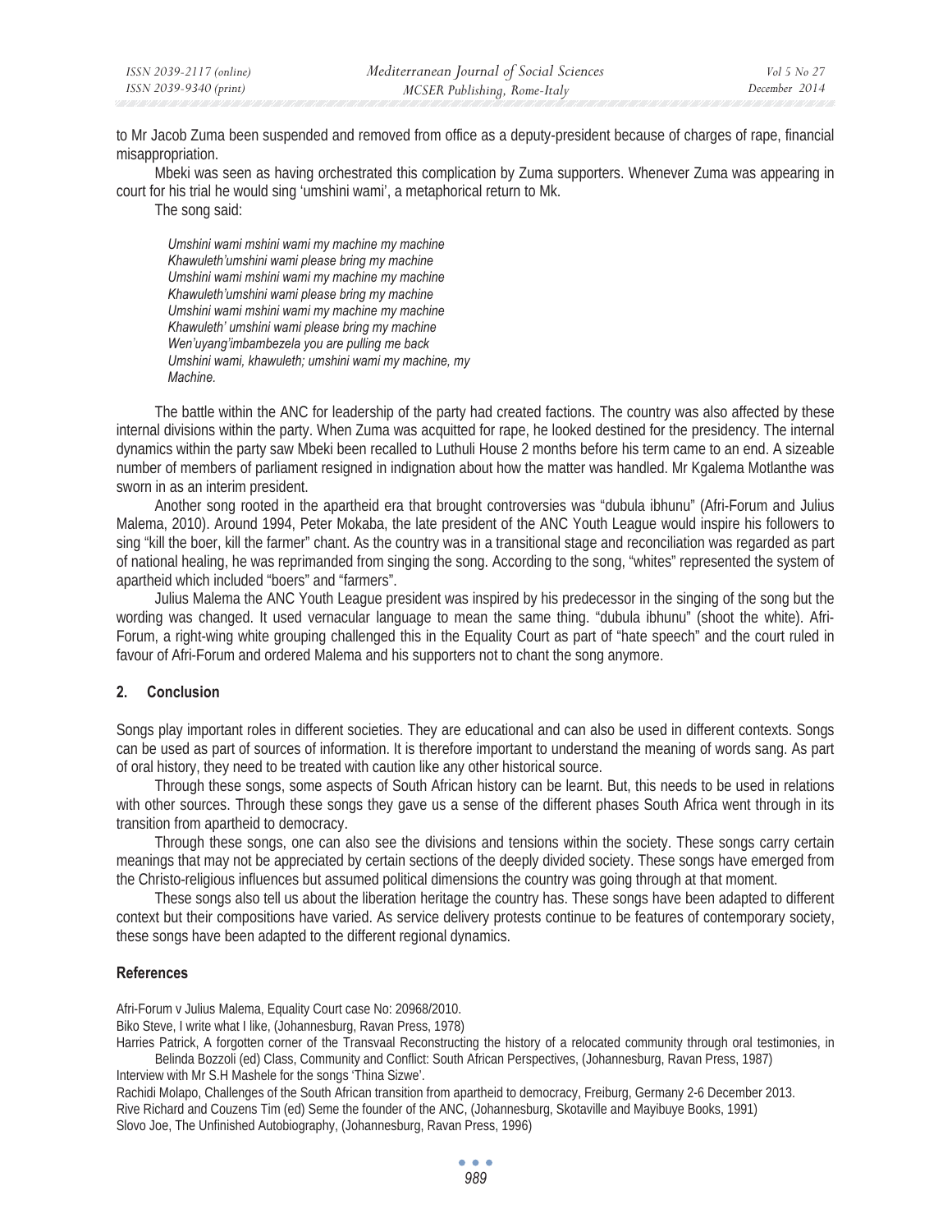to Mr Jacob Zuma been suspended and removed from office as a deputy-president because of charges of rape, financial misappropriation.

Mbeki was seen as having orchestrated this complication by Zuma supporters. Whenever Zuma was appearing in court for his trial he would sing 'umshini wami', a metaphorical return to Mk.

The song said:

*Umshini wami mshini wami my machine my machine*
*Khawuleth'umshini wami please bring my machine*
*Umshini wami mshini wami my machine my machine*
*Khawuleth'umshini wami please bring my machine*
*Umshini wami mshini wami my machine my machine*
*Khawuleth' umshini wami please bring my machine*
*Wen'uyang'imbambezela you are pulling me back*
*Umshini wami, khawuleth; umshini wami my machine, my Machine.*

The battle within the ANC for leadership of the party had created factions. The country was also affected by these internal divisions within the party. When Zuma was acquitted for rape, he looked destined for the presidency. The internal dynamics within the party saw Mbeki been recalled to Luthuli House 2 months before his term came to an end. A sizeable number of members of parliament resigned in indignation about how the matter was handled. Mr Kgalema Motlanthe was sworn in as an interim president.

Another song rooted in the apartheid era that brought controversies was "dubula ibhunu" (Afri-Forum and Julius Malema, 2010). Around 1994, Peter Mokaba, the late president of the ANC Youth League would inspire his followers to sing "kill the boer, kill the farmer" chant. As the country was in a transitional stage and reconciliation was regarded as part of national healing, he was reprimanded from singing the song. According to the song, "whites" represented the system of apartheid which included "boers" and "farmers".

Julius Malema the ANC Youth League president was inspired by his predecessor in the singing of the song but the wording was changed. It used vernacular language to mean the same thing. "dubula ibhunu" (shoot the white). Afri-Forum, a right-wing white grouping challenged this in the Equality Court as part of "hate speech" and the court ruled in favour of Afri-Forum and ordered Malema and his supporters not to chant the song anymore.

## 2. Conclusion

Songs play important roles in different societies. They are educational and can also be used in different contexts. Songs can be used as part of sources of information. It is therefore important to understand the meaning of words sang. As part of oral history, they need to be treated with caution like any other historical source.

Through these songs, some aspects of South African history can be learnt. But, this needs to be used in relations with other sources. Through these songs they gave us a sense of the different phases South Africa went through in its transition from apartheid to democracy.

Through these songs, one can also see the divisions and tensions within the society. These songs carry certain meanings that may not be appreciated by certain sections of the deeply divided society. These songs have emerged from the Christo-religious influences but assumed political dimensions the country was going through at that moment.

These songs also tell us about the liberation heritage the country has. These songs have been adapted to different context but their compositions have varied. As service delivery protests continue to be features of contemporary society, these songs have been adapted to the different regional dynamics.

## References

Afri-Forum v Julius Malema, Equality Court case No: 20968/2010.

Biko Steve, I write what I like, (Johannesburg, Ravan Press, 1978)

Harries Patrick, A forgotten corner of the Transvaal Reconstructing the history of a relocated community through oral testimonies, in Belinda Bozzoli (ed) Class, Community and Conflict: South African Perspectives, (Johannesburg, Ravan Press, 1987)

Interview with Mr S.H Mashele for the songs 'Thina Sizwe'.

Rachidi Molapo, Challenges of the South African transition from apartheid to democracy, Freiburg, Germany 2-6 December 2013.

Rive Richard and Couzens Tim (ed) Seme the founder of the ANC, (Johannesburg, Skotaville and Mayibuye Books, 1991)

Slovo Joe, The Unfinished Autobiography, (Johannesburg, Ravan Press, 1996)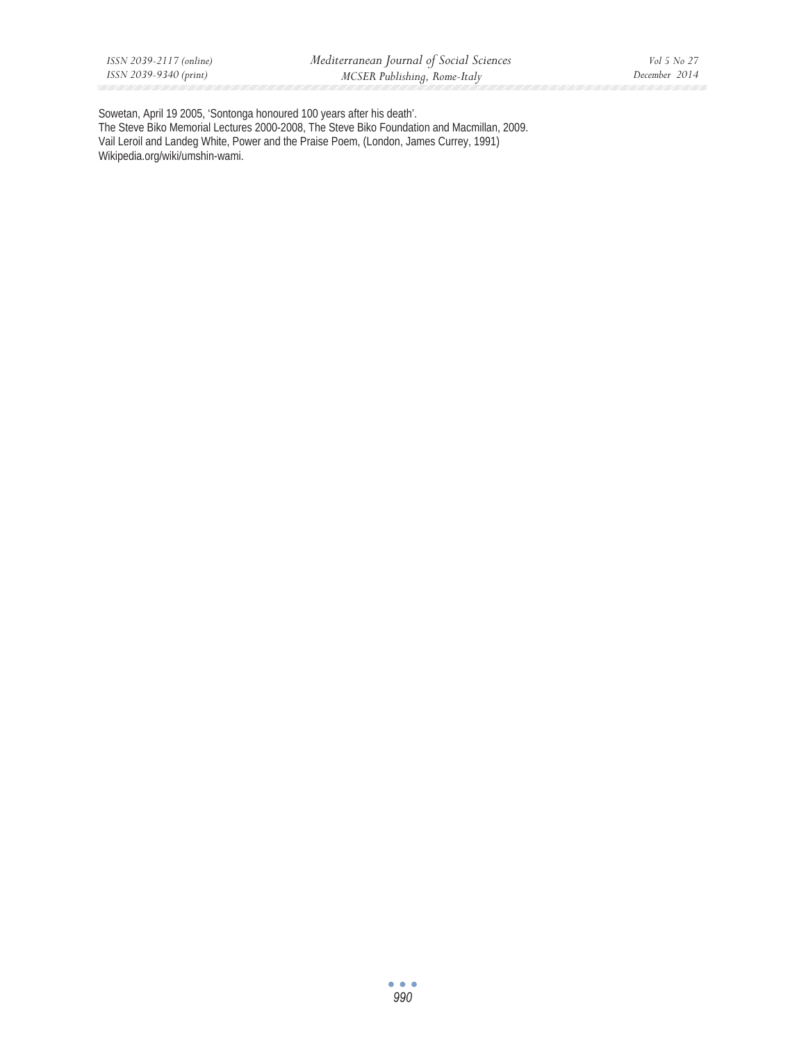Sowetan, April 19 2005, 'Sontonga honoured 100 years after his death'.
The Steve Biko Memorial Lectures 2000-2008, The Steve Biko Foundation and Macmillan, 2009.
Vail Leroil and Landeg White, Power and the Praise Poem, (London, James Currey, 1991)
Wikipedia.org/wiki/umshin-wami.